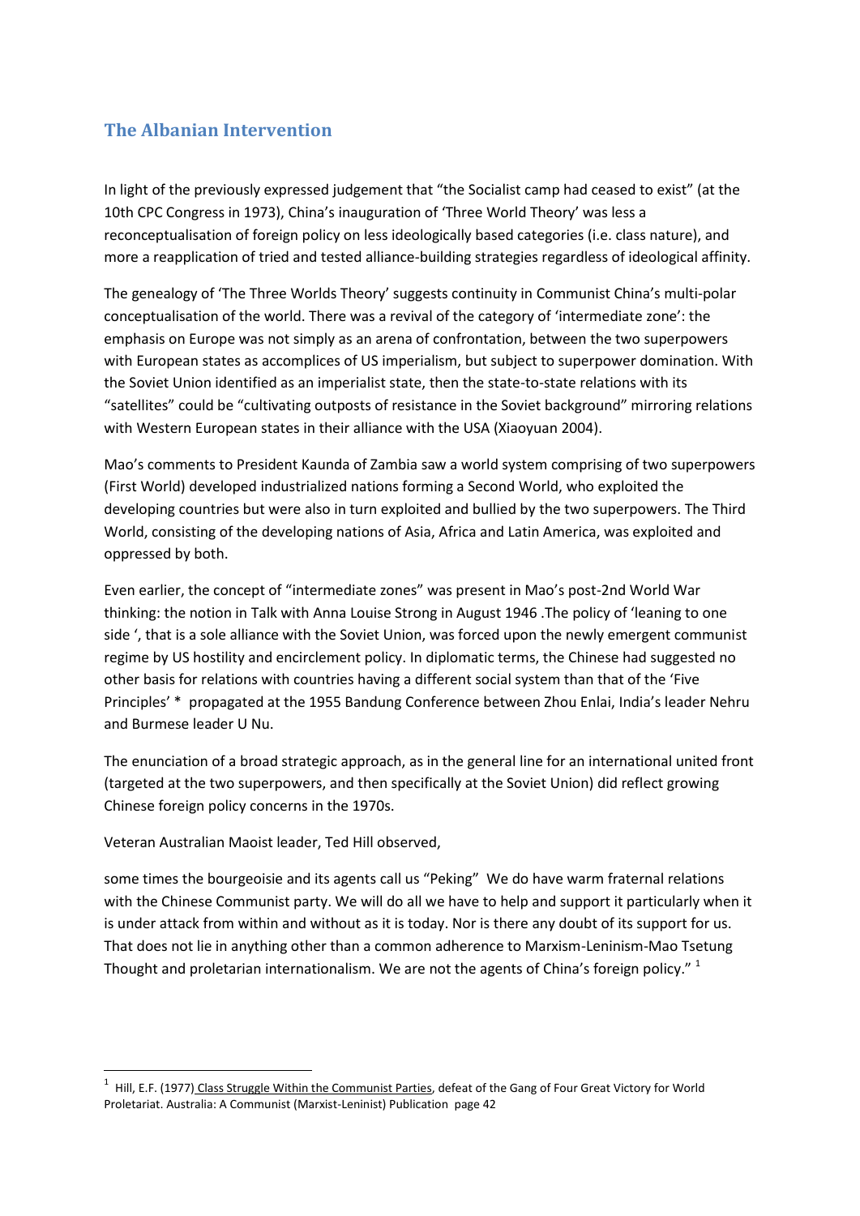## The Albanian Intervention

In light of the previously expressed judgement that "the Socialist camp had ceased to exist" (at the 10th CPC Congress in 1973), China's inauguration of 'Three World Theory' was less a reconceptualisation of foreign policy on less ideologically based categories (i.e. class nature), and more a reapplication of tried and tested alliance-building strategies regardless of ideological affinity.

The genealogy of 'The Three Worlds Theory' suggests continuity in Communist China's multi-polar conceptualisation of the world. There was a revival of the category of 'intermediate zone': the emphasis on Europe was not simply as an arena of confrontation, between the two superpowers with European states as accomplices of US imperialism, but subject to superpower domination. With the Soviet Union identified as an imperialist state, then the state-to-state relations with its "satellites" could be "cultivating outposts of resistance in the Soviet background" mirroring relations with Western European states in their alliance with the USA (Xiaoyuan 2004).

Mao's comments to President Kaunda of Zambia saw a world system comprising of two superpowers (First World) developed industrialized nations forming a Second World, who exploited the developing countries but were also in turn exploited and bullied by the two superpowers. The Third World, consisting of the developing nations of Asia, Africa and Latin America, was exploited and oppressed by both.

Even earlier, the concept of "intermediate zones" was present in Mao's post-2nd World War thinking: the notion in Talk with Anna Louise Strong in August 1946 .The policy of 'leaning to one side ', that is a sole alliance with the Soviet Union, was forced upon the newly emergent communist regime by US hostility and encirclement policy. In diplomatic terms, the Chinese had suggested no other basis for relations with countries having a different social system than that of the 'Five Principles' * propagated at the 1955 Bandung Conference between Zhou Enlai, India's leader Nehru and Burmese leader U Nu.

The enunciation of a broad strategic approach, as in the general line for an international united front (targeted at the two superpowers, and then specifically at the Soviet Union) did reflect growing Chinese foreign policy concerns in the 1970s.

Veteran Australian Maoist leader, Ted Hill observed,

some times the bourgeoisie and its agents call us "Peking" We do have warm fraternal relations with the Chinese Communist party. We will do all we have to help and support it particularly when it is under attack from within and without as it is today. Nor is there any doubt of its support for us. That does not lie in anything other than a common adherence to Marxism-Leninism-Mao Tsetung Thought and proletarian internationalism. We are not the agents of China's foreign policy." [1]

---

[1] Hill, E.F. (1977) Class Struggle Within the Communist Parties, defeat of the Gang of Four Great Victory for World Proletariat. Australia: A Communist (Marxist-Leninist) Publication page 42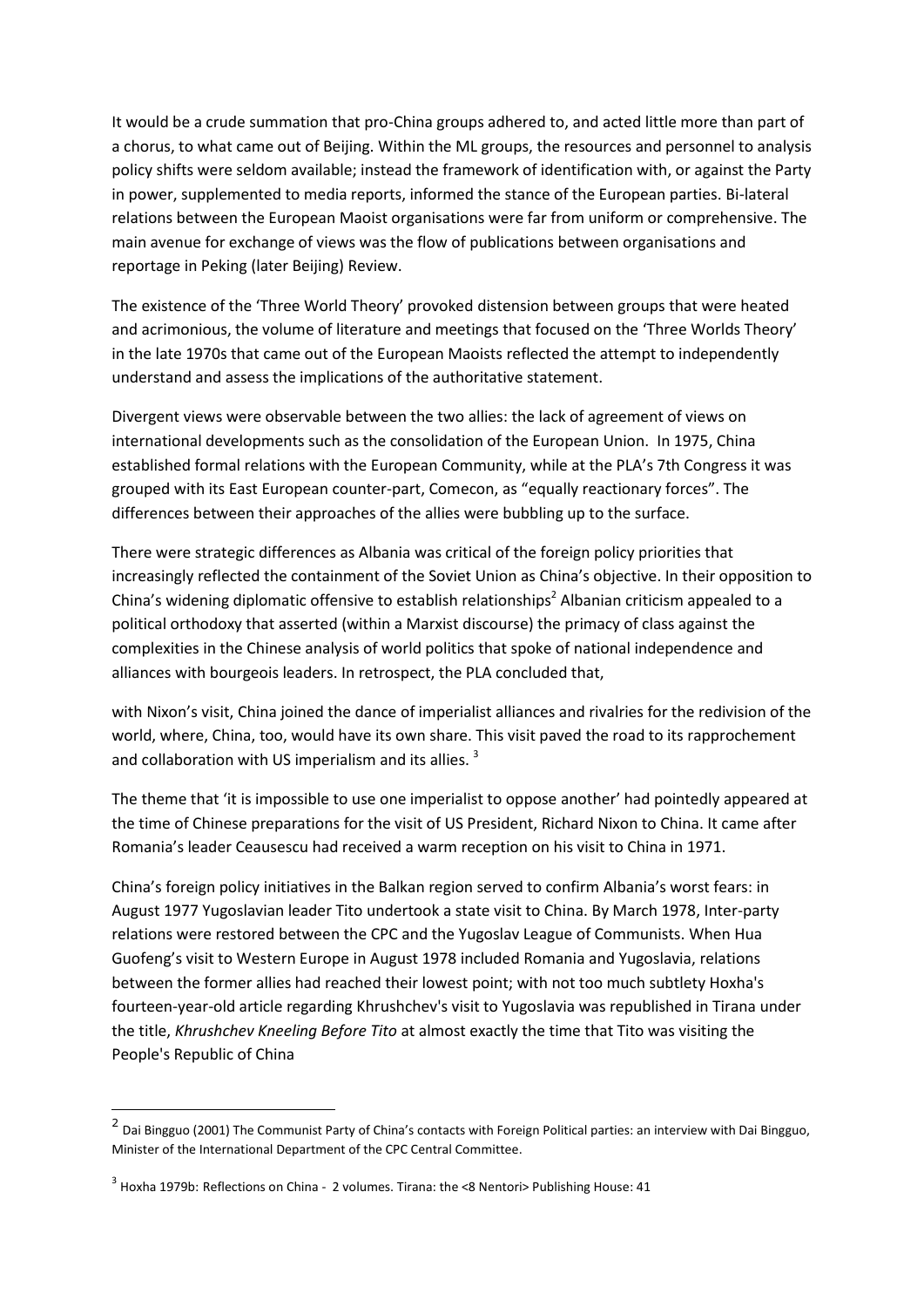It would be a crude summation that pro-China groups adhered to, and acted little more than part of a chorus, to what came out of Beijing. Within the ML groups, the resources and personnel to analysis policy shifts were seldom available; instead the framework of identification with, or against the Party in power, supplemented to media reports, informed the stance of the European parties. Bi-lateral relations between the European Maoist organisations were far from uniform or comprehensive. The main avenue for exchange of views was the flow of publications between organisations and reportage in Peking (later Beijing) Review.

The existence of the 'Three World Theory' provoked distension between groups that were heated and acrimonious, the volume of literature and meetings that focused on the 'Three Worlds Theory' in the late 1970s that came out of the European Maoists reflected the attempt to independently understand and assess the implications of the authoritative statement.

Divergent views were observable between the two allies: the lack of agreement of views on international developments such as the consolidation of the European Union. In 1975, China established formal relations with the European Community, while at the PLA's 7th Congress it was grouped with its East European counter-part, Comecon, as "equally reactionary forces". The differences between their approaches of the allies were bubbling up to the surface.

There were strategic differences as Albania was critical of the foreign policy priorities that increasingly reflected the containment of the Soviet Union as China's objective. In their opposition to China's widening diplomatic offensive to establish relationships[2] Albanian criticism appealed to a political orthodoxy that asserted (within a Marxist discourse) the primacy of class against the complexities in the Chinese analysis of world politics that spoke of national independence and alliances with bourgeois leaders. In retrospect, the PLA concluded that,

with Nixon's visit, China joined the dance of imperialist alliances and rivalries for the redivision of the world, where, China, too, would have its own share. This visit paved the road to its rapprochement and collaboration with US imperialism and its allies. [3]

The theme that 'it is impossible to use one imperialist to oppose another' had pointedly appeared at the time of Chinese preparations for the visit of US President, Richard Nixon to China. It came after Romania's leader Ceausescu had received a warm reception on his visit to China in 1971.

China's foreign policy initiatives in the Balkan region served to confirm Albania's worst fears: in August 1977 Yugoslavian leader Tito undertook a state visit to China. By March 1978, Inter-party relations were restored between the CPC and the Yugoslav League of Communists. When Hua Guofeng's visit to Western Europe in August 1978 included Romania and Yugoslavia, relations between the former allies had reached their lowest point; with not too much subtlety Hoxha's fourteen-year-old article regarding Khrushchev's visit to Yugoslavia was republished in Tirana under the title, *Khrushchev Kneeling Before Tito* at almost exactly the time that Tito was visiting the People's Republic of China

---

[2] Dai Bingguo (2001) The Communist Party of China's contacts with Foreign Political parties: an interview with Dai Bingguo, Minister of the International Department of the CPC Central Committee.

[3] Hoxha 1979b: Reflections on China - 2 volumes. Tirana: the <8 Nentori> Publishing House: 41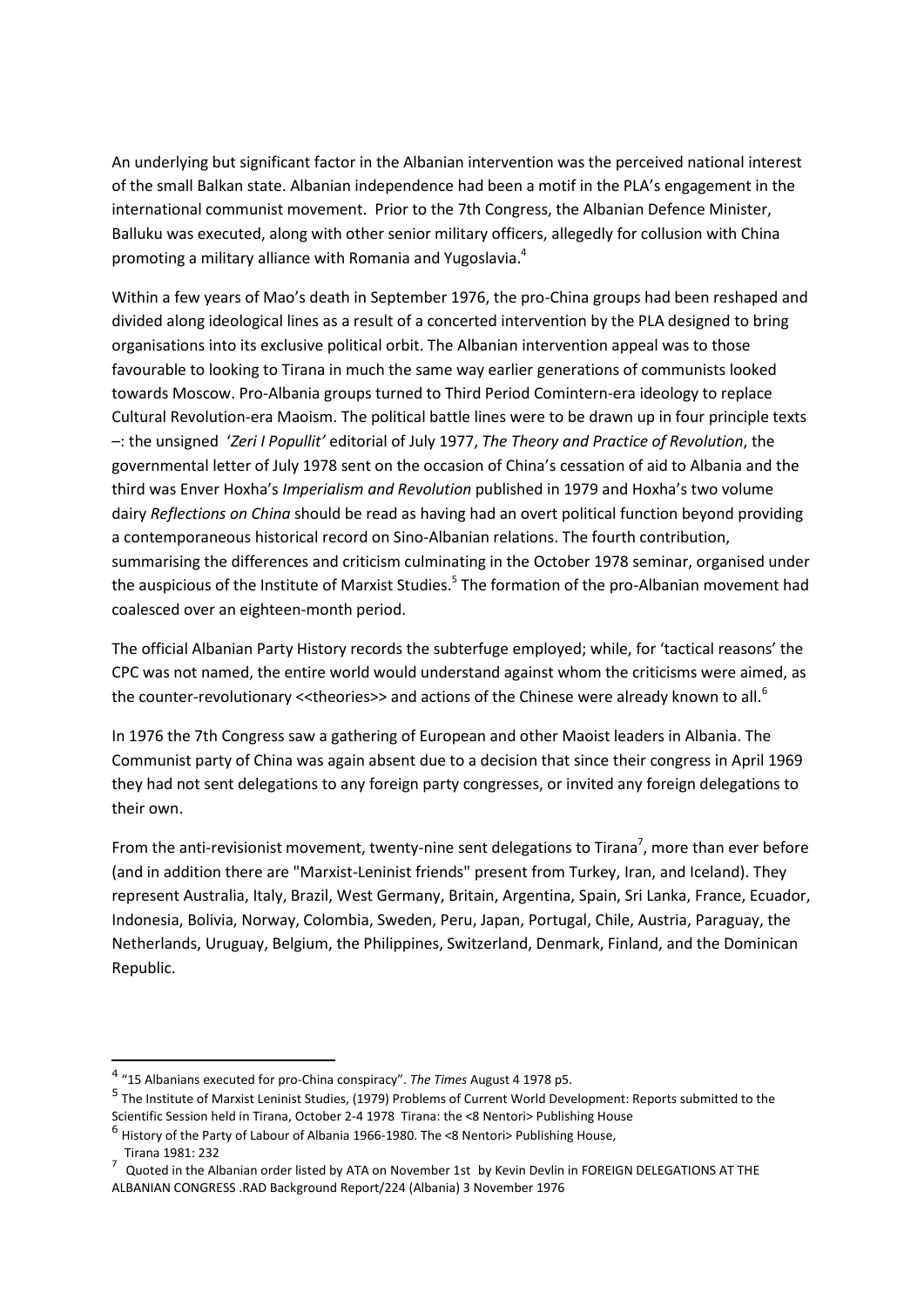An underlying but significant factor in the Albanian intervention was the perceived national interest of the small Balkan state. Albanian independence had been a motif in the PLA's engagement in the international communist movement. Prior to the 7th Congress, the Albanian Defence Minister, Balluku was executed, along with other senior military officers, allegedly for collusion with China promoting a military alliance with Romania and Yugoslavia.[4]

Within a few years of Mao's death in September 1976, the pro-China groups had been reshaped and divided along ideological lines as a result of a concerted intervention by the PLA designed to bring organisations into its exclusive political orbit. The Albanian intervention appeal was to those favourable to looking to Tirana in much the same way earlier generations of communists looked towards Moscow. Pro-Albania groups turned to Third Period Comintern-era ideology to replace Cultural Revolution-era Maoism. The political battle lines were to be drawn up in four principle texts –: the unsigned *'Zeri I Popullit'* editorial of July 1977, *The Theory and Practice of Revolution*, the governmental letter of July 1978 sent on the occasion of China's cessation of aid to Albania and the third was Enver Hoxha's *Imperialism and Revolution* published in 1979 and Hoxha's two volume dairy *Reflections on China* should be read as having had an overt political function beyond providing a contemporaneous historical record on Sino-Albanian relations. The fourth contribution, summarising the differences and criticism culminating in the October 1978 seminar, organised under the auspicious of the Institute of Marxist Studies.[5] The formation of the pro-Albanian movement had coalesced over an eighteen-month period.

The official Albanian Party History records the subterfuge employed; while, for 'tactical reasons' the CPC was not named, the entire world would understand against whom the criticisms were aimed, as the counter-revolutionary <<theories>> and actions of the Chinese were already known to all.[6]

In 1976 the 7th Congress saw a gathering of European and other Maoist leaders in Albania. The Communist party of China was again absent due to a decision that since their congress in April 1969 they had not sent delegations to any foreign party congresses, or invited any foreign delegations to their own.

From the anti-revisionist movement, twenty-nine sent delegations to Tirana[7], more than ever before (and in addition there are "Marxist-Leninist friends" present from Turkey, Iran, and Iceland). They represent Australia, Italy, Brazil, West Germany, Britain, Argentina, Spain, Sri Lanka, France, Ecuador, Indonesia, Bolivia, Norway, Colombia, Sweden, Peru, Japan, Portugal, Chile, Austria, Paraguay, the Netherlands, Uruguay, Belgium, the Philippines, Switzerland, Denmark, Finland, and the Dominican Republic.

---

[4] "15 Albanians executed for pro-China conspiracy". *The Times* August 4 1978 p5.

[5] The Institute of Marxist Leninist Studies, (1979) Problems of Current World Development: Reports submitted to the Scientific Session held in Tirana, October 2-4 1978 Tirana: the <8 Nentori> Publishing House

[6] History of the Party of Labour of Albania 1966-1980. The <8 Nentori> Publishing House, Tirana 1981: 232

[7] Quoted in the Albanian order listed by ATA on November 1st by Kevin Devlin in FOREIGN DELEGATIONS AT THE ALBANIAN CONGRESS .RAD Background Report/224 (Albania) 3 November 1976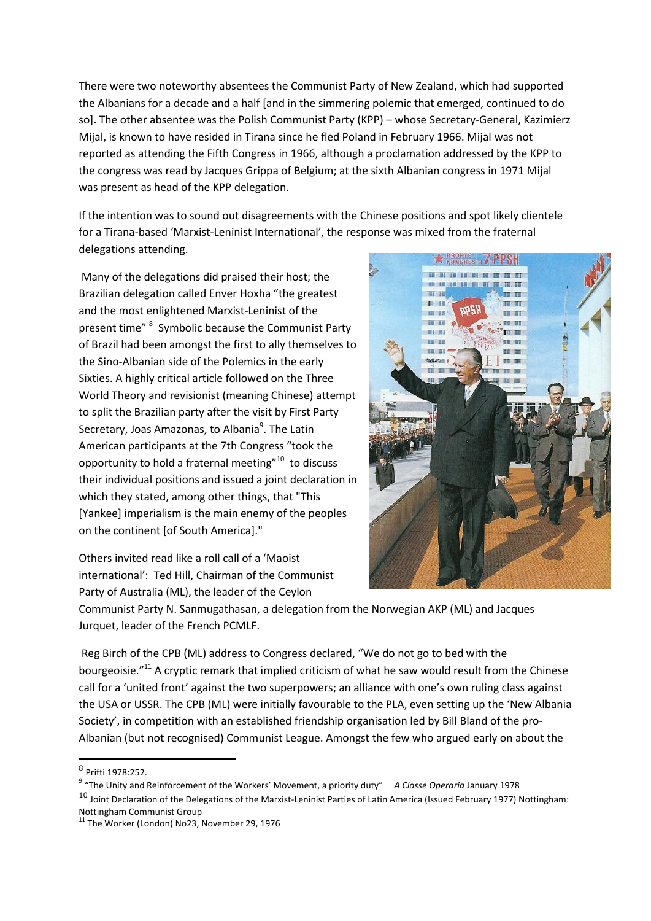There were two noteworthy absentees the Communist Party of New Zealand, which had supported the Albanians for a decade and a half [and in the simmering polemic that emerged, continued to do so]. The other absentee was the Polish Communist Party (KPP) – whose Secretary-General, Kazimierz Mijal, is known to have resided in Tirana since he fled Poland in February 1966. Mijal was not reported as attending the Fifth Congress in 1966, although a proclamation addressed by the KPP to the congress was read by Jacques Grippa of Belgium; at the sixth Albanian congress in 1971 Mijal was present as head of the KPP delegation.

If the intention was to sound out disagreements with the Chinese positions and spot likely clientele for a Tirana-based 'Marxist-Leninist International', the response was mixed from the fraternal delegations attending.

Many of the delegations did praised their host; the Brazilian delegation called Enver Hoxha "the greatest and the most enlightened Marxist-Leninist of the present time" [8] Symbolic because the Communist Party of Brazil had been amongst the first to ally themselves to the Sino-Albanian side of the Polemics in the early Sixties. A highly critical article followed on the Three World Theory and revisionist (meaning Chinese) attempt to split the Brazilian party after the visit by First Party Secretary, Joas Amazonas, to Albania[9]. The Latin American participants at the 7th Congress "took the opportunity to hold a fraternal meeting"[10] to discuss their individual positions and issued a joint declaration in which they stated, among other things, that "This [Yankee] imperialism is the main enemy of the peoples on the continent [of South America]."

Others invited read like a roll call of a 'Maoist international': Ted Hill, Chairman of the Communist Party of Australia (ML), the leader of the Ceylon Communist Party N. Sanmugathasan, a delegation from the Norwegian AKP (ML) and Jacques Jurquet, leader of the French PCMLF.

Reg Birch of the CPB (ML) address to Congress declared, "We do not go to bed with the bourgeoisie."[11] A cryptic remark that implied criticism of what he saw would result from the Chinese call for a 'united front' against the two superpowers; an alliance with one's own ruling class against the USA or USSR. The CPB (ML) were initially favourable to the PLA, even setting up the 'New Albania Society', in competition with an established friendship organisation led by Bill Bland of the pro-Albanian (but not recognised) Communist League. Amongst the few who argued early on about the

---

[8] Prifti 1978:252.

[9] "The Unity and Reinforcement of the Workers' Movement, a priority duty" *A Classe Operaria* January 1978

[10] Joint Declaration of the Delegations of the Marxist-Leninist Parties of Latin America (Issued February 1977) Nottingham: Nottingham Communist Group

[11] The Worker (London) No23, November 29, 1976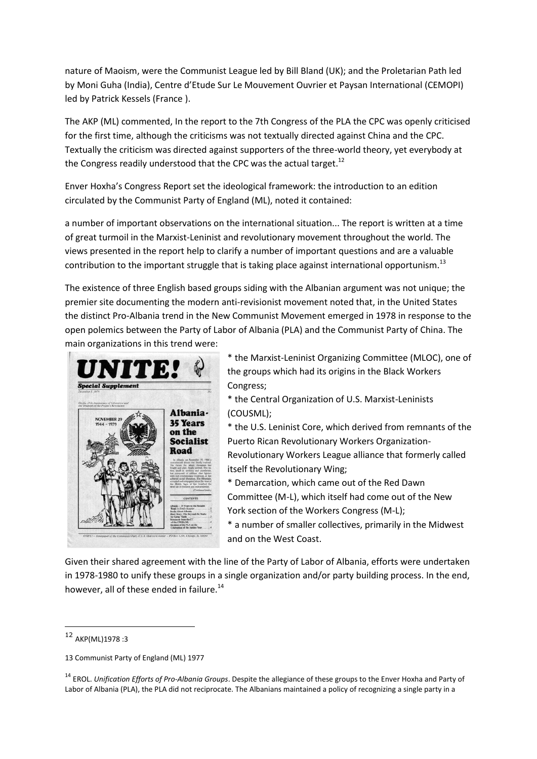nature of Maoism, were the Communist League led by Bill Bland (UK); and the Proletarian Path led by Moni Guha (India), Centre d'Etude Sur Le Mouvement Ouvrier et Paysan International (CEMOPI) led by Patrick Kessels (France ).

The AKP (ML) commented, In the report to the 7th Congress of the PLA the CPC was openly criticised for the first time, although the criticisms was not textually directed against China and the CPC. Textually the criticism was directed against supporters of the three-world theory, yet everybody at the Congress readily understood that the CPC was the actual target.[12]

Enver Hoxha's Congress Report set the ideological framework: the introduction to an edition circulated by the Communist Party of England (ML), noted it contained:

a number of important observations on the international situation... The report is written at a time of great turmoil in the Marxist-Leninist and revolutionary movement throughout the world. The views presented in the report help to clarify a number of important questions and are a valuable contribution to the important struggle that is taking place against international opportunism.[13]

The existence of three English based groups siding with the Albanian argument was not unique; the premier site documenting the modern anti-revisionist movement noted that, in the United States the distinct Pro-Albania trend in the New Communist Movement emerged in 1978 in response to the open polemics between the Party of Labor of Albania (PLA) and the Communist Party of China. The main organizations in this trend were:

* the Marxist-Leninist Organizing Committee (MLOC), one of the groups which had its origins in the Black Workers Congress;
* the Central Organization of U.S. Marxist-Leninists (COUSML);
* the U.S. Leninist Core, which derived from remnants of the Puerto Rican Revolutionary Workers Organization-Revolutionary Workers League alliance that formerly called itself the Revolutionary Wing;
* Demarcation, which came out of the Red Dawn Committee (M-L), which itself had come out of the New York section of the Workers Congress (M-L);
* a number of smaller collectives, primarily in the Midwest and on the West Coast.

Given their shared agreement with the line of the Party of Labor of Albania, efforts were undertaken in 1978-1980 to unify these groups in a single organization and/or party building process. In the end, however, all of these ended in failure.[14]

---

[12] AKP(ML)1978 :3

13 Communist Party of England (ML) 1977

[14] EROL. *Unification Efforts of Pro-Albania Groups*. Despite the allegiance of these groups to the Enver Hoxha and Party of Labor of Albania (PLA), the PLA did not reciprocate. The Albanians maintained a policy of recognizing a single party in a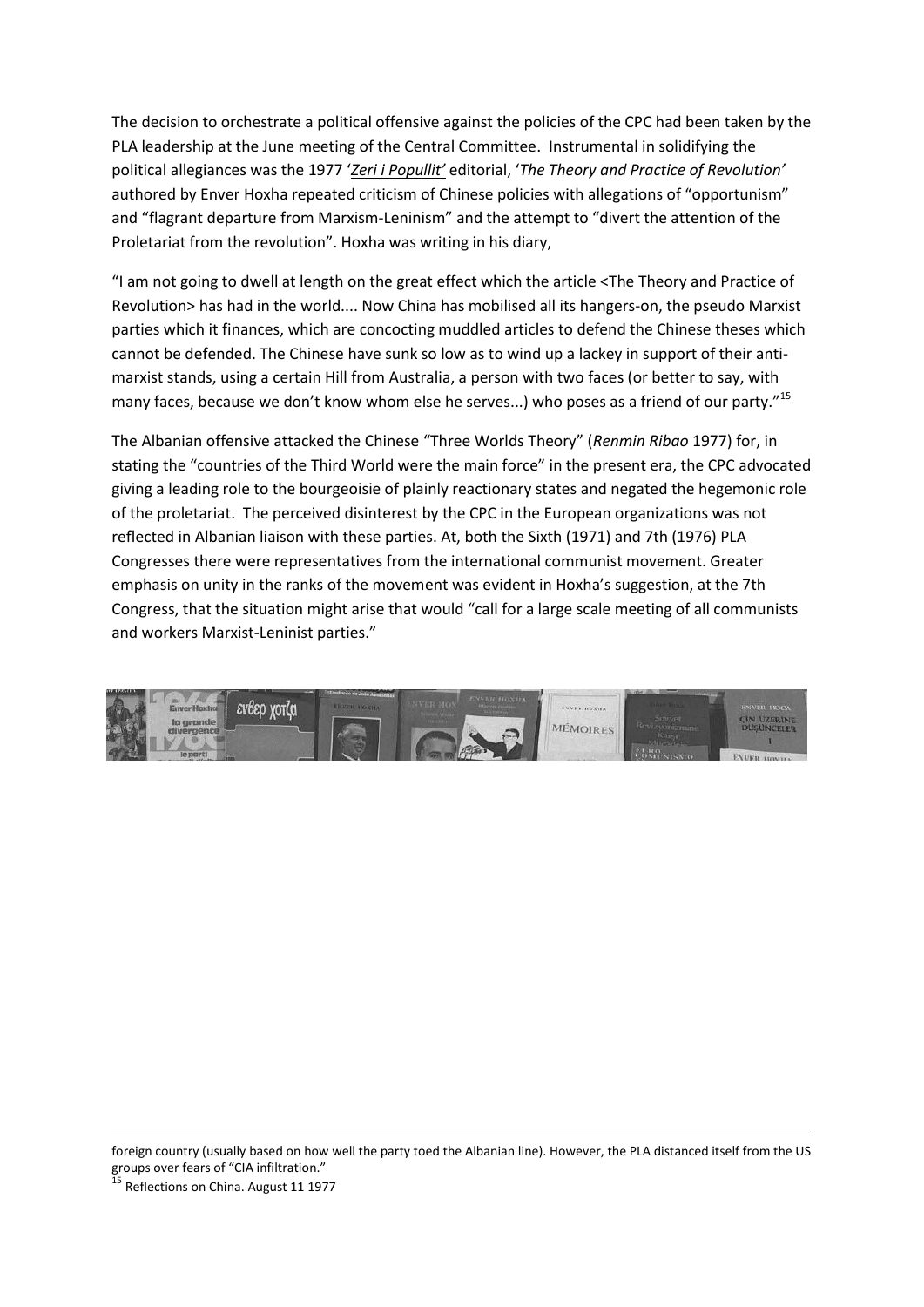The decision to orchestrate a political offensive against the policies of the CPC had been taken by the PLA leadership at the June meeting of the Central Committee. Instrumental in solidifying the political allegiances was the 1977 '*Zeri i Popullit'* editorial, '*The Theory and Practice of Revolution'* authored by Enver Hoxha repeated criticism of Chinese policies with allegations of "opportunism" and "flagrant departure from Marxism-Leninism" and the attempt to "divert the attention of the Proletariat from the revolution". Hoxha was writing in his diary,

"I am not going to dwell at length on the great effect which the article <The Theory and Practice of Revolution> has had in the world.... Now China has mobilised all its hangers-on, the pseudo Marxist parties which it finances, which are concocting muddled articles to defend the Chinese theses which cannot be defended. The Chinese have sunk so low as to wind up a lackey in support of their anti-marxist stands, using a certain Hill from Australia, a person with two faces (or better to say, with many faces, because we don't know whom else he serves...) who poses as a friend of our party."[15]

The Albanian offensive attacked the Chinese "Three Worlds Theory" (*Renmin Ribao* 1977) for, in stating the "countries of the Third World were the main force" in the present era, the CPC advocated giving a leading role to the bourgeoisie of plainly reactionary states and negated the hegemonic role of the proletariat. The perceived disinterest by the CPC in the European organizations was not reflected in Albanian liaison with these parties. At, both the Sixth (1971) and 7th (1976) PLA Congresses there were representatives from the international communist movement. Greater emphasis on unity in the ranks of the movement was evident in Hoxha's suggestion, at the 7th Congress, that the situation might arise that would "call for a large scale meeting of all communists and workers Marxist-Leninist parties."

---

foreign country (usually based on how well the party toed the Albanian line). However, the PLA distanced itself from the US groups over fears of "CIA infiltration."

[15] Reflections on China. August 11 1977